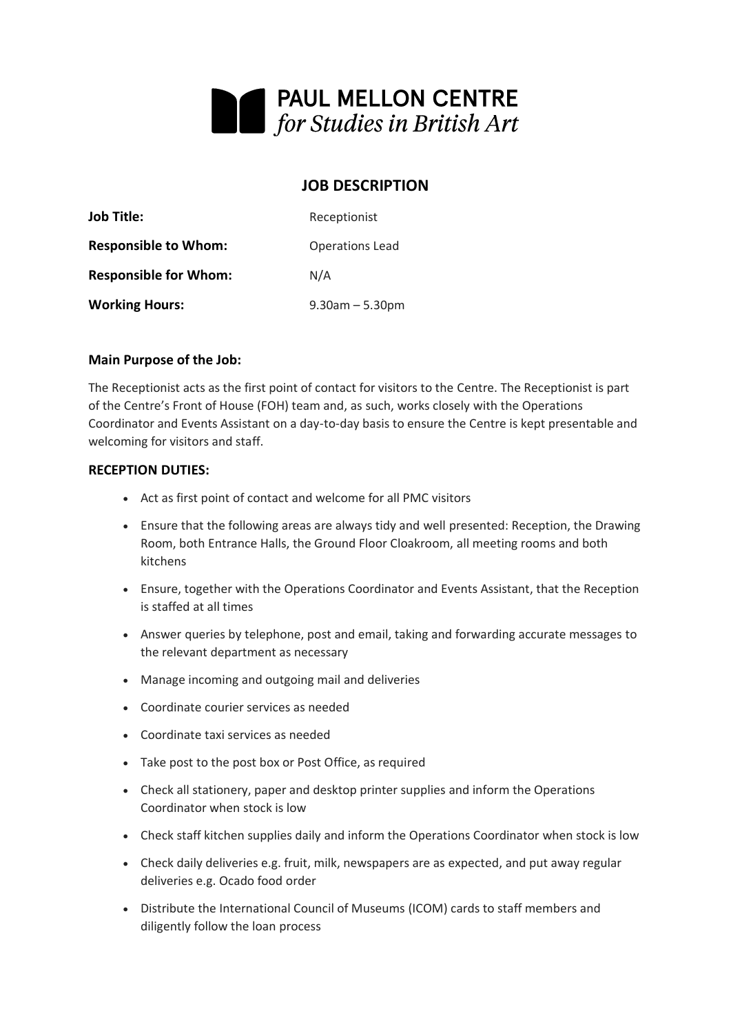PAUL MELLON CENTRE
*for Studies in British Art*

# JOB DESCRIPTION

| | |
|---|---|
| **Job Title:** | Receptionist |
| **Responsible to Whom:** | Operations Lead |
| **Responsible for Whom:** | N/A |
| **Working Hours:** | 9.30am – 5.30pm |

**Main Purpose of the Job:**

The Receptionist acts as the first point of contact for visitors to the Centre. The Receptionist is part of the Centre's Front of House (FOH) team and, as such, works closely with the Operations Coordinator and Events Assistant on a day-to-day basis to ensure the Centre is kept presentable and welcoming for visitors and staff.

**RECEPTION DUTIES:**

- Act as first point of contact and welcome for all PMC visitors
- Ensure that the following areas are always tidy and well presented: Reception, the Drawing Room, both Entrance Halls, the Ground Floor Cloakroom, all meeting rooms and both kitchens
- Ensure, together with the Operations Coordinator and Events Assistant, that the Reception is staffed at all times
- Answer queries by telephone, post and email, taking and forwarding accurate messages to the relevant department as necessary
- Manage incoming and outgoing mail and deliveries
- Coordinate courier services as needed
- Coordinate taxi services as needed
- Take post to the post box or Post Office, as required
- Check all stationery, paper and desktop printer supplies and inform the Operations Coordinator when stock is low
- Check staff kitchen supplies daily and inform the Operations Coordinator when stock is low
- Check daily deliveries e.g. fruit, milk, newspapers are as expected, and put away regular deliveries e.g. Ocado food order
- Distribute the International Council of Museums (ICOM) cards to staff members and diligently follow the loan process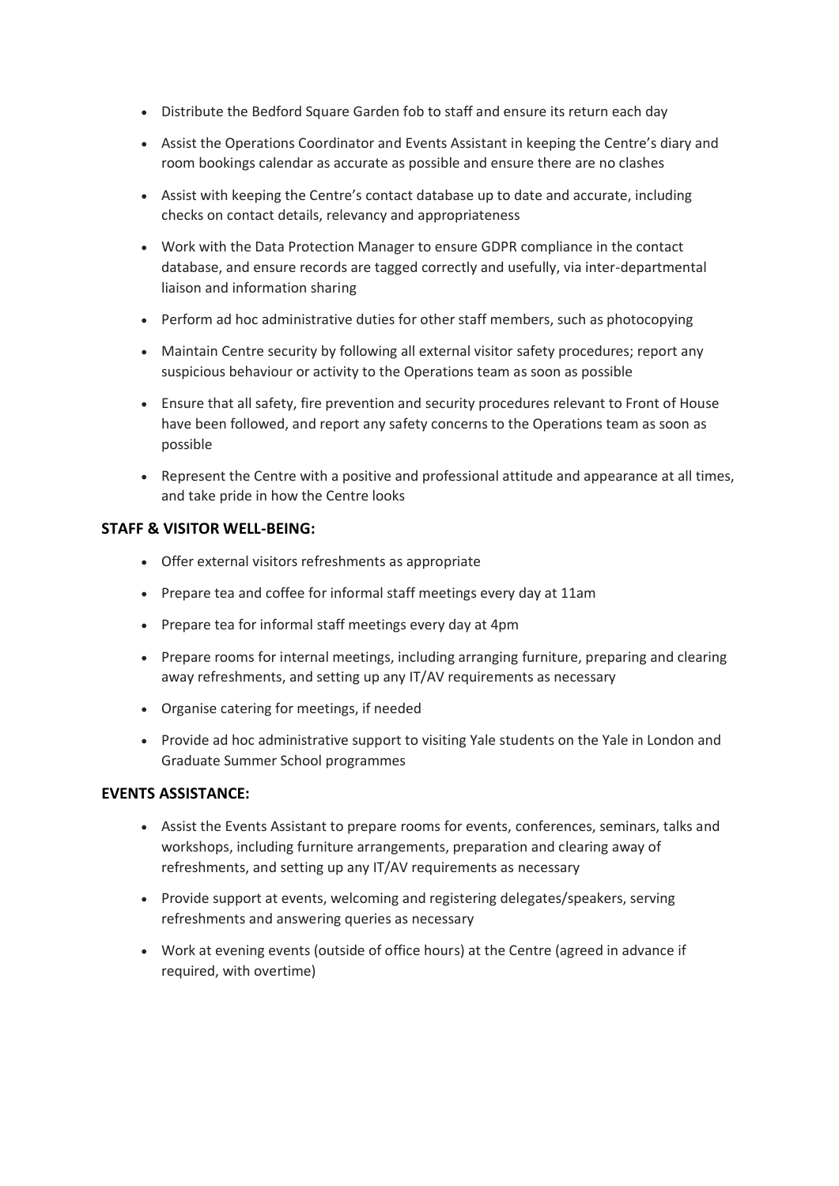- Distribute the Bedford Square Garden fob to staff and ensure its return each day
- Assist the Operations Coordinator and Events Assistant in keeping the Centre's diary and room bookings calendar as accurate as possible and ensure there are no clashes
- Assist with keeping the Centre's contact database up to date and accurate, including checks on contact details, relevancy and appropriateness
- Work with the Data Protection Manager to ensure GDPR compliance in the contact database, and ensure records are tagged correctly and usefully, via inter-departmental liaison and information sharing
- Perform ad hoc administrative duties for other staff members, such as photocopying
- Maintain Centre security by following all external visitor safety procedures; report any suspicious behaviour or activity to the Operations team as soon as possible
- Ensure that all safety, fire prevention and security procedures relevant to Front of House have been followed, and report any safety concerns to the Operations team as soon as possible
- Represent the Centre with a positive and professional attitude and appearance at all times, and take pride in how the Centre looks

**STAFF & VISITOR WELL-BEING:**

- Offer external visitors refreshments as appropriate
- Prepare tea and coffee for informal staff meetings every day at 11am
- Prepare tea for informal staff meetings every day at 4pm
- Prepare rooms for internal meetings, including arranging furniture, preparing and clearing away refreshments, and setting up any IT/AV requirements as necessary
- Organise catering for meetings, if needed
- Provide ad hoc administrative support to visiting Yale students on the Yale in London and Graduate Summer School programmes

**EVENTS ASSISTANCE:**

- Assist the Events Assistant to prepare rooms for events, conferences, seminars, talks and workshops, including furniture arrangements, preparation and clearing away of refreshments, and setting up any IT/AV requirements as necessary
- Provide support at events, welcoming and registering delegates/speakers, serving refreshments and answering queries as necessary
- Work at evening events (outside of office hours) at the Centre (agreed in advance if required, with overtime)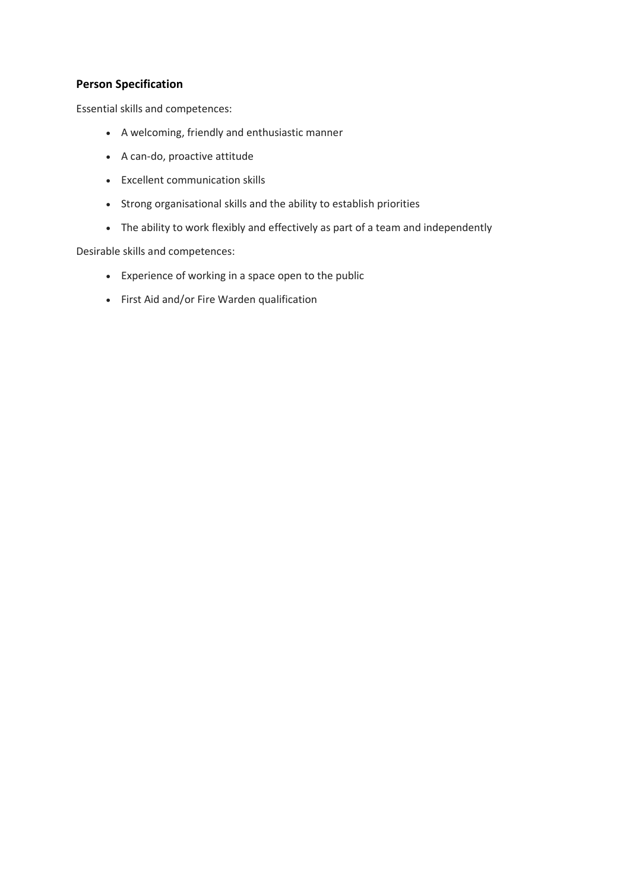## Person Specification

Essential skills and competences:

- A welcoming, friendly and enthusiastic manner
- A can-do, proactive attitude
- Excellent communication skills
- Strong organisational skills and the ability to establish priorities
- The ability to work flexibly and effectively as part of a team and independently

Desirable skills and competences:

- Experience of working in a space open to the public
- First Aid and/or Fire Warden qualification